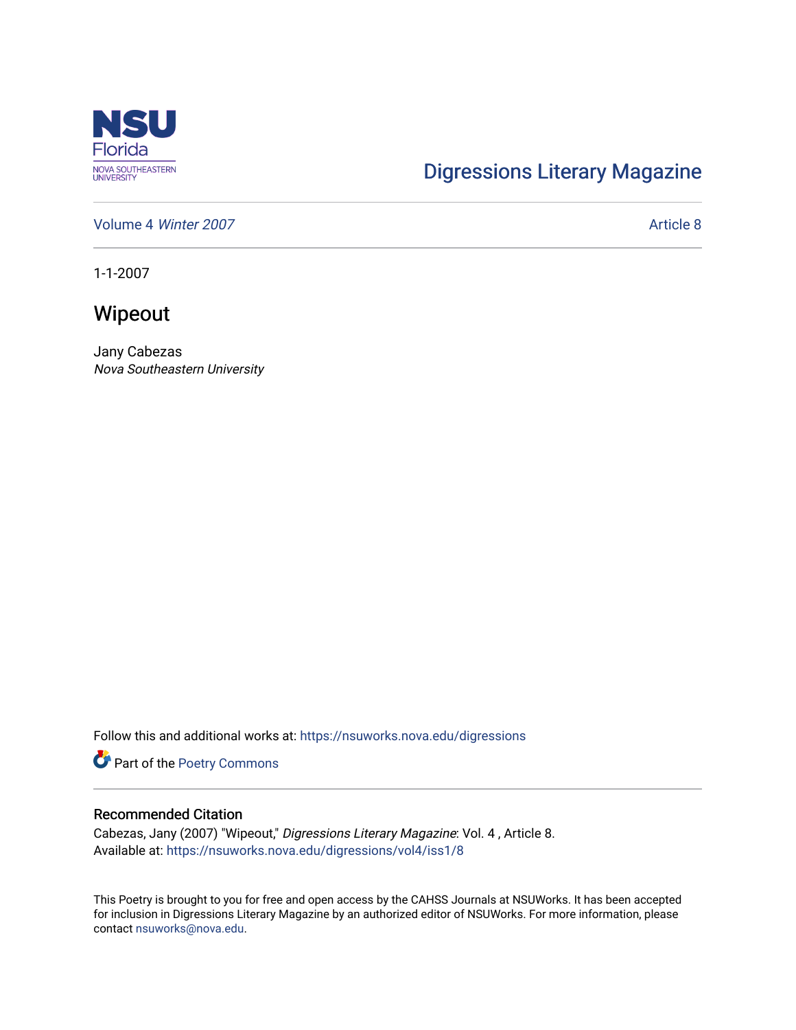# Digressions Literary Magazine

Volume 4 *Winter 2007* Article 8

1-1-2007

## Wipeout

Jany Cabezas
*Nova Southeastern University*

Follow this and additional works at: https://nsuworks.nova.edu/digressions

Part of the Poetry Commons

### Recommended Citation

Cabezas, Jany (2007) "Wipeout," *Digressions Literary Magazine*: Vol. 4 , Article 8.
Available at: https://nsuworks.nova.edu/digressions/vol4/iss1/8

This Poetry is brought to you for free and open access by the CAHSS Journals at NSUWorks. It has been accepted for inclusion in Digressions Literary Magazine by an authorized editor of NSUWorks. For more information, please contact nsuworks@nova.edu.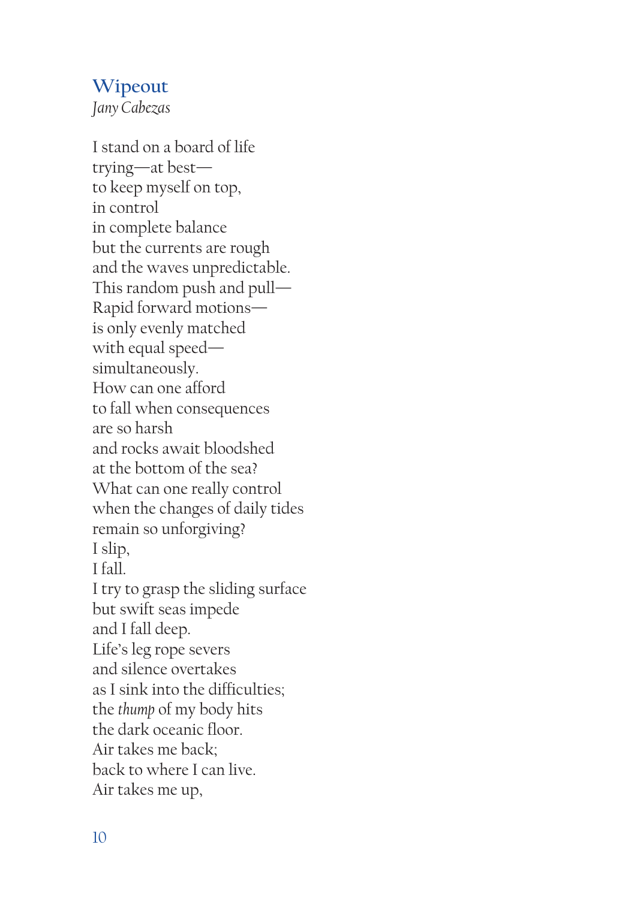## Wipeout

*Jany Cabezas*

I stand on a board of life  
trying—at best—  
to keep myself on top,  
in control  
in complete balance  
but the currents are rough  
and the waves unpredictable.  
This random push and pull—  
Rapid forward motions—  
is only evenly matched  
with equal speed—  
simultaneously.  
How can one afford  
to fall when consequences  
are so harsh  
and rocks await bloodshed  
at the bottom of the sea?  
What can one really control  
when the changes of daily tides  
remain so unforgiving?  
I slip,  
I fall.  
I try to grasp the sliding surface  
but swift seas impede  
and I fall deep.  
Life's leg rope severs  
and silence overtakes  
as I sink into the difficulties;  
the *thump* of my body hits  
the dark oceanic floor.  
Air takes me back;  
back to where I can live.  
Air takes me up,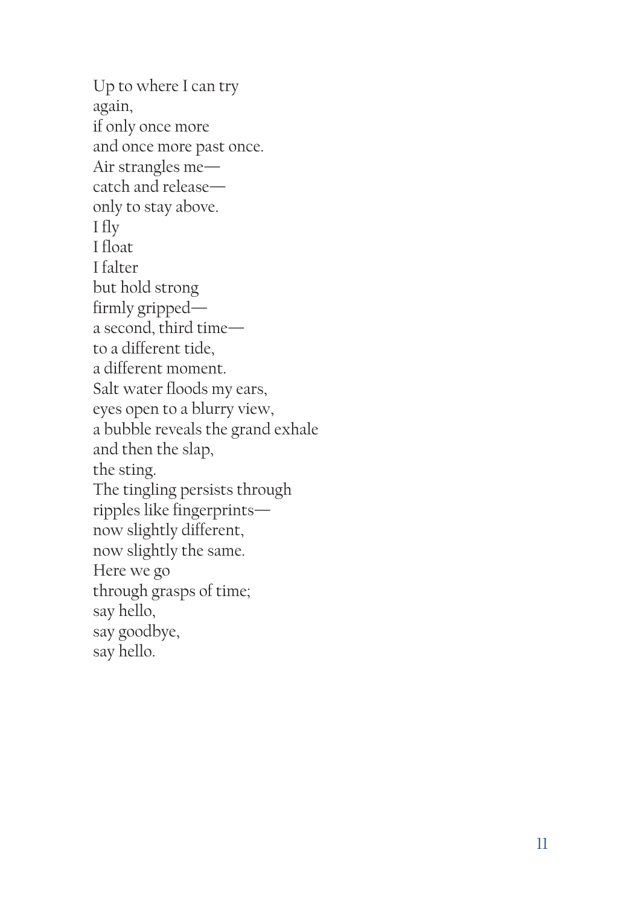Up to where I can try  
again,  
if only once more  
and once more past once.  
Air strangles me—  
catch and release—  
only to stay above.  
I fly  
I float  
I falter  
but hold strong  
firmly gripped—  
a second, third time—  
to a different tide,  
a different moment.  
Salt water floods my ears,  
eyes open to a blurry view,  
a bubble reveals the grand exhale  
and then the slap,  
the sting.  
The tingling persists through  
ripples like fingerprints—  
now slightly different,  
now slightly the same.  
Here we go  
through grasps of time;  
say hello,  
say goodbye,  
say hello.